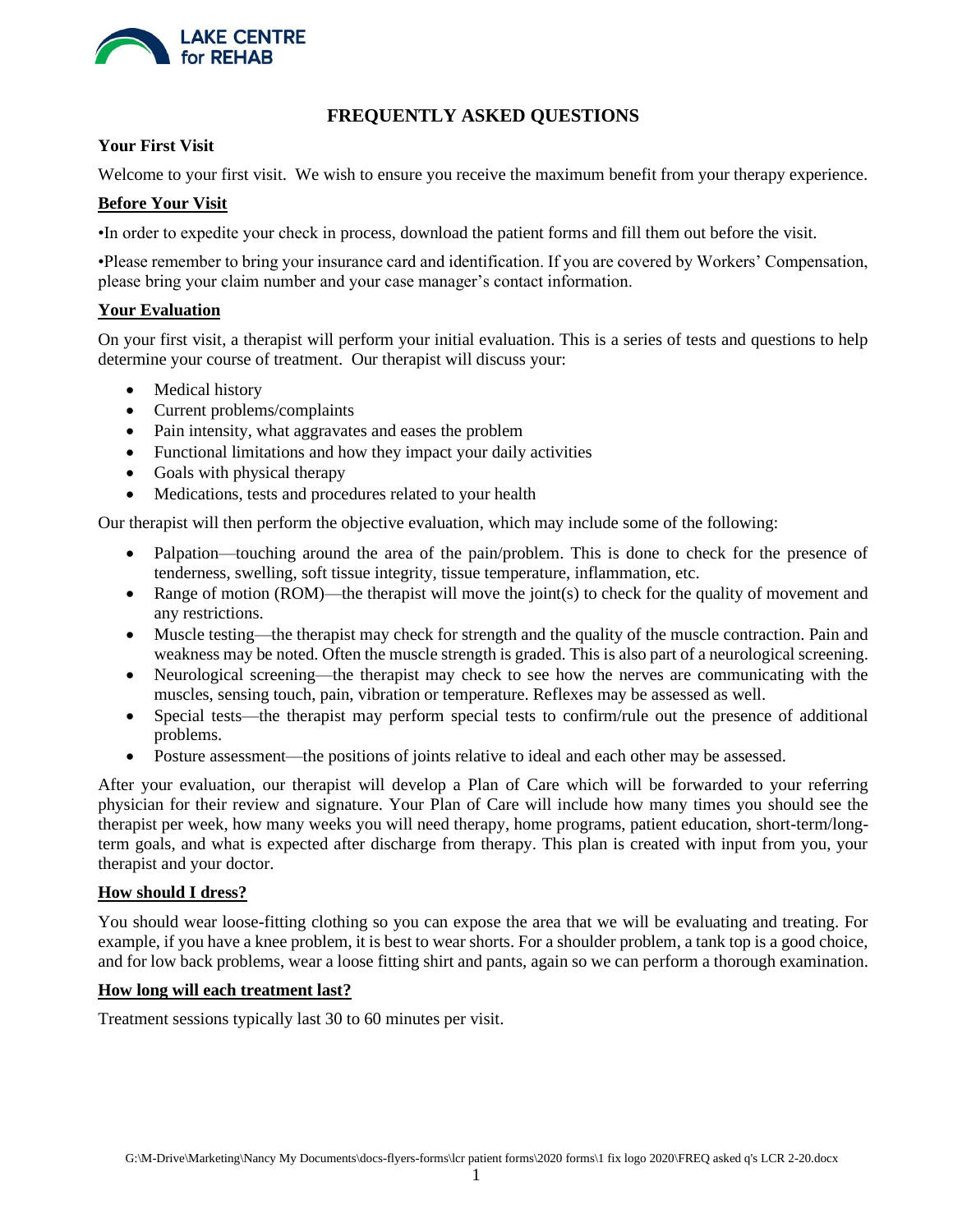LAKE CENTRE for REHAB

# FREQUENTLY ASKED QUESTIONS

**Your First Visit**

Welcome to your first visit. We wish to ensure you receive the maximum benefit from your therapy experience.

## Before Your Visit

•In order to expedite your check in process, download the patient forms and fill them out before the visit.

•Please remember to bring your insurance card and identification. If you are covered by Workers' Compensation, please bring your claim number and your case manager's contact information.

## Your Evaluation

On your first visit, a therapist will perform your initial evaluation. This is a series of tests and questions to help determine your course of treatment. Our therapist will discuss your:

- Medical history
- Current problems/complaints
- Pain intensity, what aggravates and eases the problem
- Functional limitations and how they impact your daily activities
- Goals with physical therapy
- Medications, tests and procedures related to your health

Our therapist will then perform the objective evaluation, which may include some of the following:

- Palpation—touching around the area of the pain/problem. This is done to check for the presence of tenderness, swelling, soft tissue integrity, tissue temperature, inflammation, etc.
- Range of motion (ROM)—the therapist will move the joint(s) to check for the quality of movement and any restrictions.
- Muscle testing—the therapist may check for strength and the quality of the muscle contraction. Pain and weakness may be noted. Often the muscle strength is graded. This is also part of a neurological screening.
- Neurological screening—the therapist may check to see how the nerves are communicating with the muscles, sensing touch, pain, vibration or temperature. Reflexes may be assessed as well.
- Special tests—the therapist may perform special tests to confirm/rule out the presence of additional problems.
- Posture assessment—the positions of joints relative to ideal and each other may be assessed.

After your evaluation, our therapist will develop a Plan of Care which will be forwarded to your referring physician for their review and signature. Your Plan of Care will include how many times you should see the therapist per week, how many weeks you will need therapy, home programs, patient education, short-term/long-term goals, and what is expected after discharge from therapy. This plan is created with input from you, your therapist and your doctor.

## How should I dress?

You should wear loose-fitting clothing so you can expose the area that we will be evaluating and treating. For example, if you have a knee problem, it is best to wear shorts. For a shoulder problem, a tank top is a good choice, and for low back problems, wear a loose fitting shirt and pants, again so we can perform a thorough examination.

## How long will each treatment last?

Treatment sessions typically last 30 to 60 minutes per visit.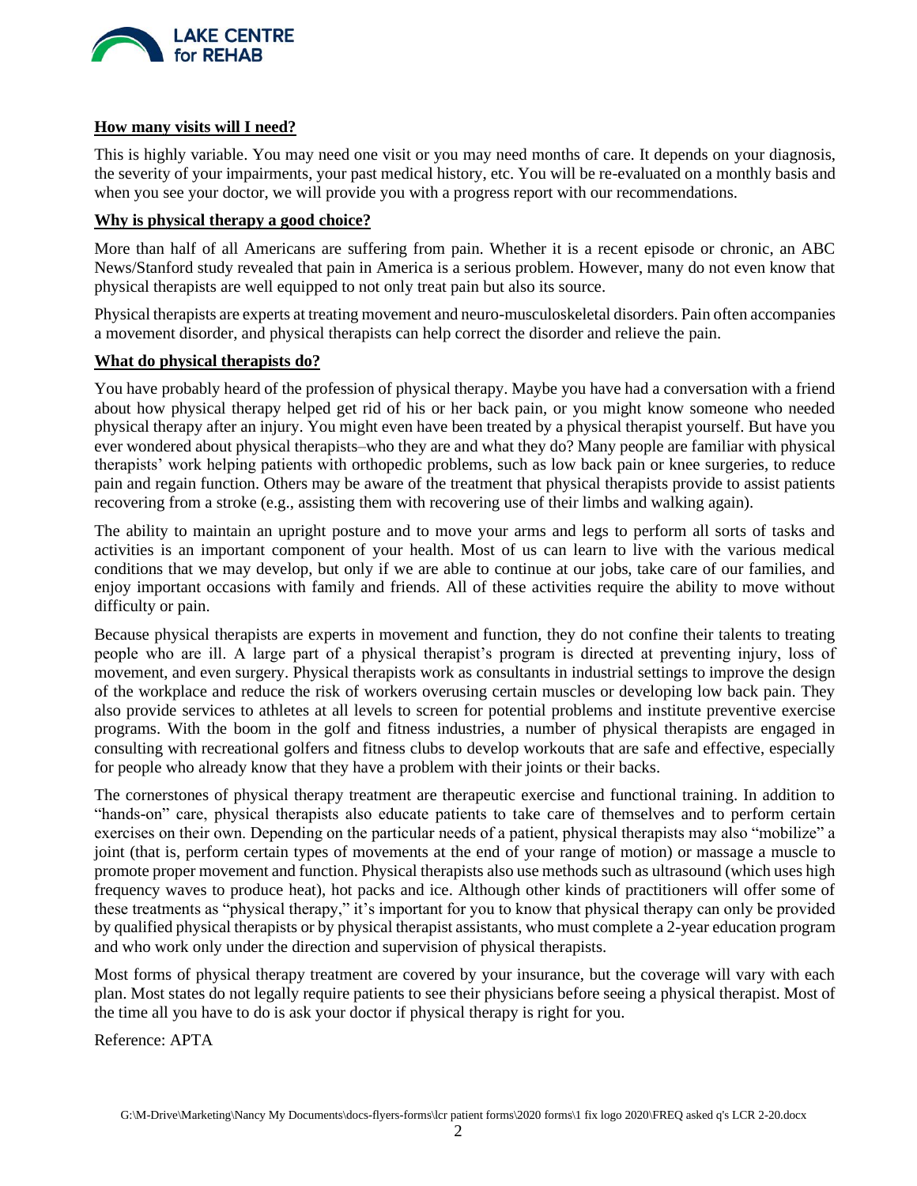**How many visits will I need?**

This is highly variable. You may need one visit or you may need months of care. It depends on your diagnosis, the severity of your impairments, your past medical history, etc. You will be re-evaluated on a monthly basis and when you see your doctor, we will provide you with a progress report with our recommendations.

**Why is physical therapy a good choice?**

More than half of all Americans are suffering from pain. Whether it is a recent episode or chronic, an ABC News/Stanford study revealed that pain in America is a serious problem. However, many do not even know that physical therapists are well equipped to not only treat pain but also its source.

Physical therapists are experts at treating movement and neuro-musculoskeletal disorders. Pain often accompanies a movement disorder, and physical therapists can help correct the disorder and relieve the pain.

**What do physical therapists do?**

You have probably heard of the profession of physical therapy. Maybe you have had a conversation with a friend about how physical therapy helped get rid of his or her back pain, or you might know someone who needed physical therapy after an injury. You might even have been treated by a physical therapist yourself. But have you ever wondered about physical therapists–who they are and what they do? Many people are familiar with physical therapists' work helping patients with orthopedic problems, such as low back pain or knee surgeries, to reduce pain and regain function. Others may be aware of the treatment that physical therapists provide to assist patients recovering from a stroke (e.g., assisting them with recovering use of their limbs and walking again).

The ability to maintain an upright posture and to move your arms and legs to perform all sorts of tasks and activities is an important component of your health. Most of us can learn to live with the various medical conditions that we may develop, but only if we are able to continue at our jobs, take care of our families, and enjoy important occasions with family and friends. All of these activities require the ability to move without difficulty or pain.

Because physical therapists are experts in movement and function, they do not confine their talents to treating people who are ill. A large part of a physical therapist's program is directed at preventing injury, loss of movement, and even surgery. Physical therapists work as consultants in industrial settings to improve the design of the workplace and reduce the risk of workers overusing certain muscles or developing low back pain. They also provide services to athletes at all levels to screen for potential problems and institute preventive exercise programs. With the boom in the golf and fitness industries, a number of physical therapists are engaged in consulting with recreational golfers and fitness clubs to develop workouts that are safe and effective, especially for people who already know that they have a problem with their joints or their backs.

The cornerstones of physical therapy treatment are therapeutic exercise and functional training. In addition to "hands-on" care, physical therapists also educate patients to take care of themselves and to perform certain exercises on their own. Depending on the particular needs of a patient, physical therapists may also "mobilize" a joint (that is, perform certain types of movements at the end of your range of motion) or massage a muscle to promote proper movement and function. Physical therapists also use methods such as ultrasound (which uses high frequency waves to produce heat), hot packs and ice. Although other kinds of practitioners will offer some of these treatments as "physical therapy," it's important for you to know that physical therapy can only be provided by qualified physical therapists or by physical therapist assistants, who must complete a 2-year education program and who work only under the direction and supervision of physical therapists.

Most forms of physical therapy treatment are covered by your insurance, but the coverage will vary with each plan. Most states do not legally require patients to see their physicians before seeing a physical therapist. Most of the time all you have to do is ask your doctor if physical therapy is right for you.

Reference: APTA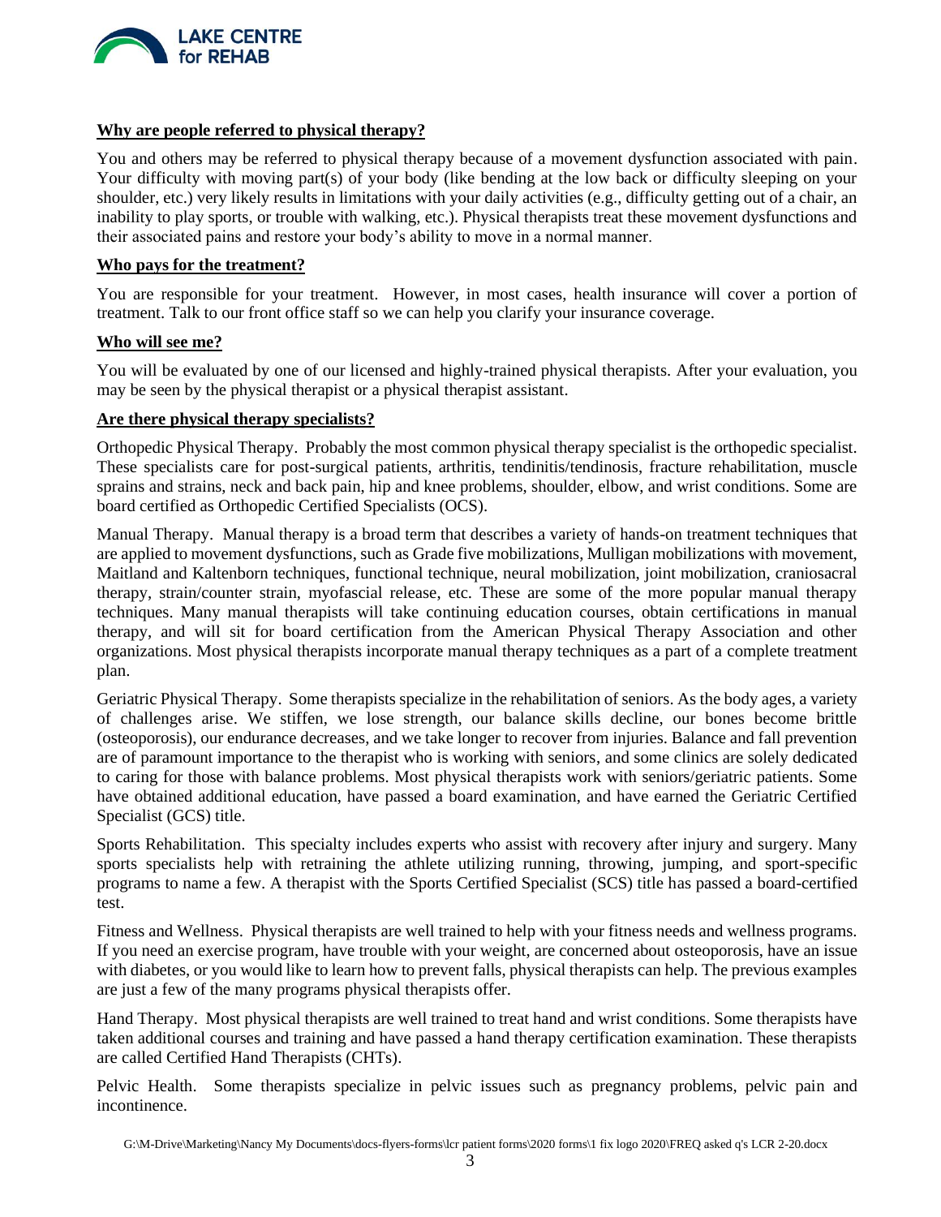**Why are people referred to physical therapy?**

You and others may be referred to physical therapy because of a movement dysfunction associated with pain. Your difficulty with moving part(s) of your body (like bending at the low back or difficulty sleeping on your shoulder, etc.) very likely results in limitations with your daily activities (e.g., difficulty getting out of a chair, an inability to play sports, or trouble with walking, etc.). Physical therapists treat these movement dysfunctions and their associated pains and restore your body's ability to move in a normal manner.

**Who pays for the treatment?**

You are responsible for your treatment. However, in most cases, health insurance will cover a portion of treatment. Talk to our front office staff so we can help you clarify your insurance coverage.

**Who will see me?**

You will be evaluated by one of our licensed and highly-trained physical therapists. After your evaluation, you may be seen by the physical therapist or a physical therapist assistant.

**Are there physical therapy specialists?**

Orthopedic Physical Therapy. Probably the most common physical therapy specialist is the orthopedic specialist. These specialists care for post-surgical patients, arthritis, tendinitis/tendinosis, fracture rehabilitation, muscle sprains and strains, neck and back pain, hip and knee problems, shoulder, elbow, and wrist conditions. Some are board certified as Orthopedic Certified Specialists (OCS).

Manual Therapy. Manual therapy is a broad term that describes a variety of hands-on treatment techniques that are applied to movement dysfunctions, such as Grade five mobilizations, Mulligan mobilizations with movement, Maitland and Kaltenborn techniques, functional technique, neural mobilization, joint mobilization, craniosacral therapy, strain/counter strain, myofascial release, etc. These are some of the more popular manual therapy techniques. Many manual therapists will take continuing education courses, obtain certifications in manual therapy, and will sit for board certification from the American Physical Therapy Association and other organizations. Most physical therapists incorporate manual therapy techniques as a part of a complete treatment plan.

Geriatric Physical Therapy. Some therapists specialize in the rehabilitation of seniors. As the body ages, a variety of challenges arise. We stiffen, we lose strength, our balance skills decline, our bones become brittle (osteoporosis), our endurance decreases, and we take longer to recover from injuries. Balance and fall prevention are of paramount importance to the therapist who is working with seniors, and some clinics are solely dedicated to caring for those with balance problems. Most physical therapists work with seniors/geriatric patients. Some have obtained additional education, have passed a board examination, and have earned the Geriatric Certified Specialist (GCS) title.

Sports Rehabilitation. This specialty includes experts who assist with recovery after injury and surgery. Many sports specialists help with retraining the athlete utilizing running, throwing, jumping, and sport-specific programs to name a few. A therapist with the Sports Certified Specialist (SCS) title has passed a board-certified test.

Fitness and Wellness. Physical therapists are well trained to help with your fitness needs and wellness programs. If you need an exercise program, have trouble with your weight, are concerned about osteoporosis, have an issue with diabetes, or you would like to learn how to prevent falls, physical therapists can help. The previous examples are just a few of the many programs physical therapists offer.

Hand Therapy. Most physical therapists are well trained to treat hand and wrist conditions. Some therapists have taken additional courses and training and have passed a hand therapy certification examination. These therapists are called Certified Hand Therapists (CHTs).

Pelvic Health. Some therapists specialize in pelvic issues such as pregnancy problems, pelvic pain and incontinence.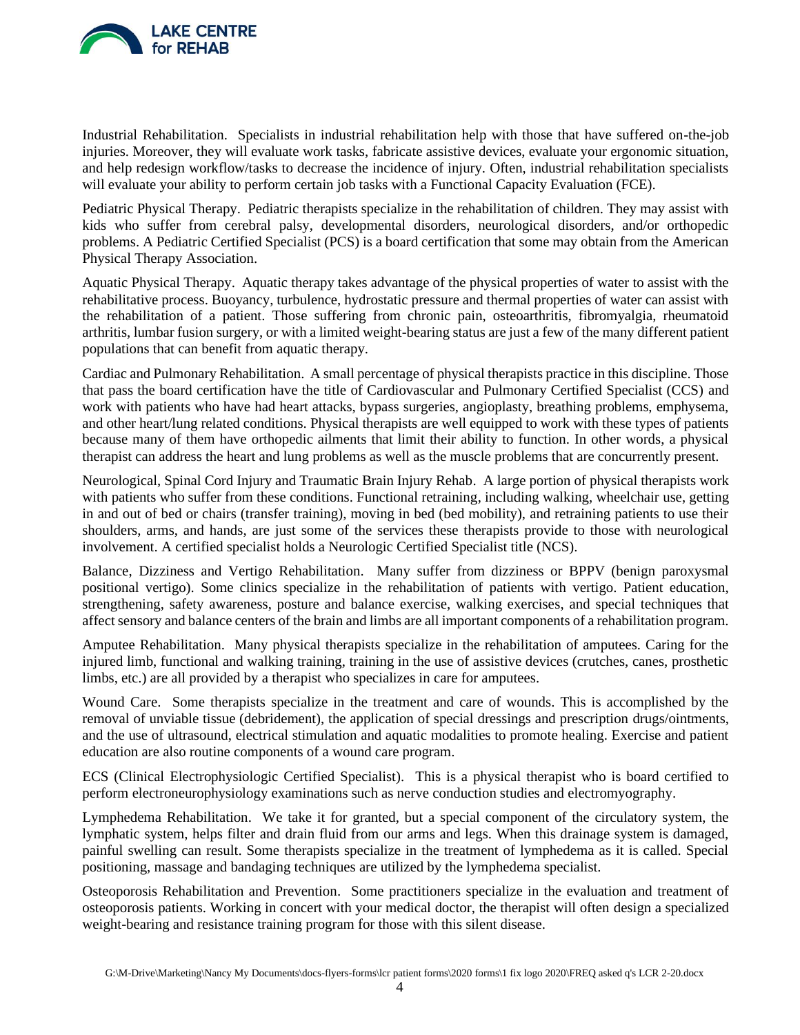Industrial Rehabilitation. Specialists in industrial rehabilitation help with those that have suffered on-the-job injuries. Moreover, they will evaluate work tasks, fabricate assistive devices, evaluate your ergonomic situation, and help redesign workflow/tasks to decrease the incidence of injury. Often, industrial rehabilitation specialists will evaluate your ability to perform certain job tasks with a Functional Capacity Evaluation (FCE).

Pediatric Physical Therapy. Pediatric therapists specialize in the rehabilitation of children. They may assist with kids who suffer from cerebral palsy, developmental disorders, neurological disorders, and/or orthopedic problems. A Pediatric Certified Specialist (PCS) is a board certification that some may obtain from the American Physical Therapy Association.

Aquatic Physical Therapy. Aquatic therapy takes advantage of the physical properties of water to assist with the rehabilitative process. Buoyancy, turbulence, hydrostatic pressure and thermal properties of water can assist with the rehabilitation of a patient. Those suffering from chronic pain, osteoarthritis, fibromyalgia, rheumatoid arthritis, lumbar fusion surgery, or with a limited weight-bearing status are just a few of the many different patient populations that can benefit from aquatic therapy.

Cardiac and Pulmonary Rehabilitation. A small percentage of physical therapists practice in this discipline. Those that pass the board certification have the title of Cardiovascular and Pulmonary Certified Specialist (CCS) and work with patients who have had heart attacks, bypass surgeries, angioplasty, breathing problems, emphysema, and other heart/lung related conditions. Physical therapists are well equipped to work with these types of patients because many of them have orthopedic ailments that limit their ability to function. In other words, a physical therapist can address the heart and lung problems as well as the muscle problems that are concurrently present.

Neurological, Spinal Cord Injury and Traumatic Brain Injury Rehab. A large portion of physical therapists work with patients who suffer from these conditions. Functional retraining, including walking, wheelchair use, getting in and out of bed or chairs (transfer training), moving in bed (bed mobility), and retraining patients to use their shoulders, arms, and hands, are just some of the services these therapists provide to those with neurological involvement. A certified specialist holds a Neurologic Certified Specialist title (NCS).

Balance, Dizziness and Vertigo Rehabilitation. Many suffer from dizziness or BPPV (benign paroxysmal positional vertigo). Some clinics specialize in the rehabilitation of patients with vertigo. Patient education, strengthening, safety awareness, posture and balance exercise, walking exercises, and special techniques that affect sensory and balance centers of the brain and limbs are all important components of a rehabilitation program.

Amputee Rehabilitation. Many physical therapists specialize in the rehabilitation of amputees. Caring for the injured limb, functional and walking training, training in the use of assistive devices (crutches, canes, prosthetic limbs, etc.) are all provided by a therapist who specializes in care for amputees.

Wound Care. Some therapists specialize in the treatment and care of wounds. This is accomplished by the removal of unviable tissue (debridement), the application of special dressings and prescription drugs/ointments, and the use of ultrasound, electrical stimulation and aquatic modalities to promote healing. Exercise and patient education are also routine components of a wound care program.

ECS (Clinical Electrophysiologic Certified Specialist). This is a physical therapist who is board certified to perform electroneurophysiology examinations such as nerve conduction studies and electromyography.

Lymphedema Rehabilitation. We take it for granted, but a special component of the circulatory system, the lymphatic system, helps filter and drain fluid from our arms and legs. When this drainage system is damaged, painful swelling can result. Some therapists specialize in the treatment of lymphedema as it is called. Special positioning, massage and bandaging techniques are utilized by the lymphedema specialist.

Osteoporosis Rehabilitation and Prevention. Some practitioners specialize in the evaluation and treatment of osteoporosis patients. Working in concert with your medical doctor, the therapist will often design a specialized weight-bearing and resistance training program for those with this silent disease.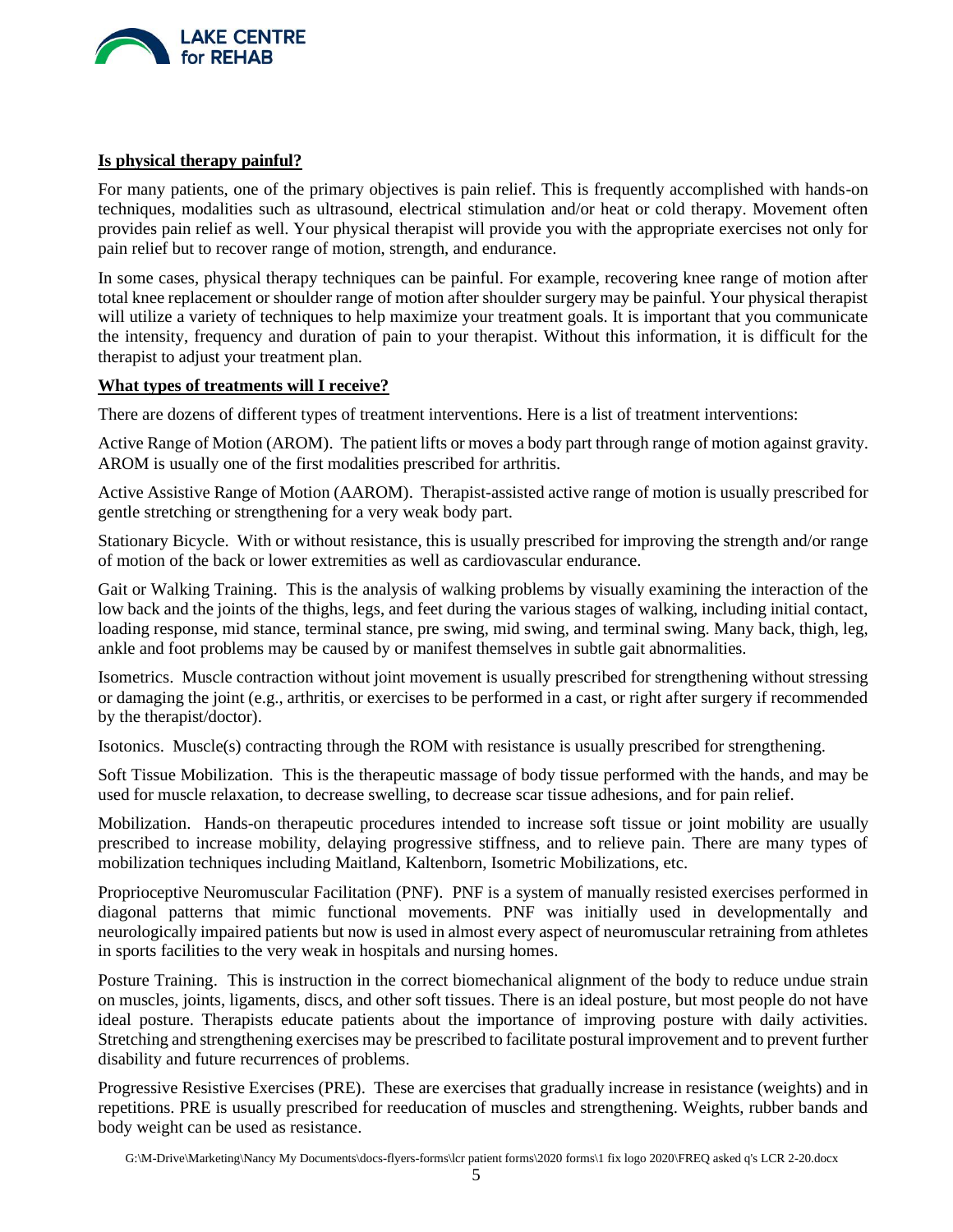**Is physical therapy painful?**

For many patients, one of the primary objectives is pain relief. This is frequently accomplished with hands-on techniques, modalities such as ultrasound, electrical stimulation and/or heat or cold therapy. Movement often provides pain relief as well. Your physical therapist will provide you with the appropriate exercises not only for pain relief but to recover range of motion, strength, and endurance.

In some cases, physical therapy techniques can be painful. For example, recovering knee range of motion after total knee replacement or shoulder range of motion after shoulder surgery may be painful. Your physical therapist will utilize a variety of techniques to help maximize your treatment goals. It is important that you communicate the intensity, frequency and duration of pain to your therapist. Without this information, it is difficult for the therapist to adjust your treatment plan.

**What types of treatments will I receive?**

There are dozens of different types of treatment interventions. Here is a list of treatment interventions:

Active Range of Motion (AROM). The patient lifts or moves a body part through range of motion against gravity. AROM is usually one of the first modalities prescribed for arthritis.

Active Assistive Range of Motion (AAROM). Therapist-assisted active range of motion is usually prescribed for gentle stretching or strengthening for a very weak body part.

Stationary Bicycle. With or without resistance, this is usually prescribed for improving the strength and/or range of motion of the back or lower extremities as well as cardiovascular endurance.

Gait or Walking Training. This is the analysis of walking problems by visually examining the interaction of the low back and the joints of the thighs, legs, and feet during the various stages of walking, including initial contact, loading response, mid stance, terminal stance, pre swing, mid swing, and terminal swing. Many back, thigh, leg, ankle and foot problems may be caused by or manifest themselves in subtle gait abnormalities.

Isometrics. Muscle contraction without joint movement is usually prescribed for strengthening without stressing or damaging the joint (e.g., arthritis, or exercises to be performed in a cast, or right after surgery if recommended by the therapist/doctor).

Isotonics. Muscle(s) contracting through the ROM with resistance is usually prescribed for strengthening.

Soft Tissue Mobilization. This is the therapeutic massage of body tissue performed with the hands, and may be used for muscle relaxation, to decrease swelling, to decrease scar tissue adhesions, and for pain relief.

Mobilization. Hands-on therapeutic procedures intended to increase soft tissue or joint mobility are usually prescribed to increase mobility, delaying progressive stiffness, and to relieve pain. There are many types of mobilization techniques including Maitland, Kaltenborn, Isometric Mobilizations, etc.

Proprioceptive Neuromuscular Facilitation (PNF). PNF is a system of manually resisted exercises performed in diagonal patterns that mimic functional movements. PNF was initially used in developmentally and neurologically impaired patients but now is used in almost every aspect of neuromuscular retraining from athletes in sports facilities to the very weak in hospitals and nursing homes.

Posture Training. This is instruction in the correct biomechanical alignment of the body to reduce undue strain on muscles, joints, ligaments, discs, and other soft tissues. There is an ideal posture, but most people do not have ideal posture. Therapists educate patients about the importance of improving posture with daily activities. Stretching and strengthening exercises may be prescribed to facilitate postural improvement and to prevent further disability and future recurrences of problems.

Progressive Resistive Exercises (PRE). These are exercises that gradually increase in resistance (weights) and in repetitions. PRE is usually prescribed for reeducation of muscles and strengthening. Weights, rubber bands and body weight can be used as resistance.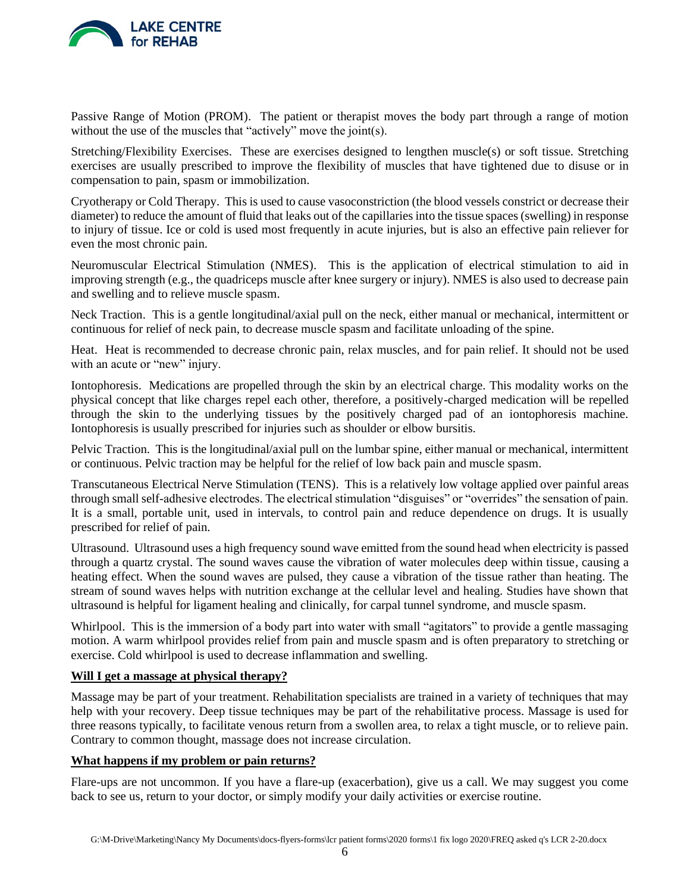Passive Range of Motion (PROM). The patient or therapist moves the body part through a range of motion without the use of the muscles that "actively" move the joint(s).

Stretching/Flexibility Exercises. These are exercises designed to lengthen muscle(s) or soft tissue. Stretching exercises are usually prescribed to improve the flexibility of muscles that have tightened due to disuse or in compensation to pain, spasm or immobilization.

Cryotherapy or Cold Therapy. This is used to cause vasoconstriction (the blood vessels constrict or decrease their diameter) to reduce the amount of fluid that leaks out of the capillaries into the tissue spaces (swelling) in response to injury of tissue. Ice or cold is used most frequently in acute injuries, but is also an effective pain reliever for even the most chronic pain.

Neuromuscular Electrical Stimulation (NMES). This is the application of electrical stimulation to aid in improving strength (e.g., the quadriceps muscle after knee surgery or injury). NMES is also used to decrease pain and swelling and to relieve muscle spasm.

Neck Traction. This is a gentle longitudinal/axial pull on the neck, either manual or mechanical, intermittent or continuous for relief of neck pain, to decrease muscle spasm and facilitate unloading of the spine.

Heat. Heat is recommended to decrease chronic pain, relax muscles, and for pain relief. It should not be used with an acute or "new" injury.

Iontophoresis. Medications are propelled through the skin by an electrical charge. This modality works on the physical concept that like charges repel each other, therefore, a positively-charged medication will be repelled through the skin to the underlying tissues by the positively charged pad of an iontophoresis machine. Iontophoresis is usually prescribed for injuries such as shoulder or elbow bursitis.

Pelvic Traction. This is the longitudinal/axial pull on the lumbar spine, either manual or mechanical, intermittent or continuous. Pelvic traction may be helpful for the relief of low back pain and muscle spasm.

Transcutaneous Electrical Nerve Stimulation (TENS). This is a relatively low voltage applied over painful areas through small self-adhesive electrodes. The electrical stimulation "disguises" or "overrides" the sensation of pain. It is a small, portable unit, used in intervals, to control pain and reduce dependence on drugs. It is usually prescribed for relief of pain.

Ultrasound. Ultrasound uses a high frequency sound wave emitted from the sound head when electricity is passed through a quartz crystal. The sound waves cause the vibration of water molecules deep within tissue, causing a heating effect. When the sound waves are pulsed, they cause a vibration of the tissue rather than heating. The stream of sound waves helps with nutrition exchange at the cellular level and healing. Studies have shown that ultrasound is helpful for ligament healing and clinically, for carpal tunnel syndrome, and muscle spasm.

Whirlpool. This is the immersion of a body part into water with small "agitators" to provide a gentle massaging motion. A warm whirlpool provides relief from pain and muscle spasm and is often preparatory to stretching or exercise. Cold whirlpool is used to decrease inflammation and swelling.

**Will I get a massage at physical therapy?**

Massage may be part of your treatment. Rehabilitation specialists are trained in a variety of techniques that may help with your recovery. Deep tissue techniques may be part of the rehabilitative process. Massage is used for three reasons typically, to facilitate venous return from a swollen area, to relax a tight muscle, or to relieve pain. Contrary to common thought, massage does not increase circulation.

**What happens if my problem or pain returns?**

Flare-ups are not uncommon. If you have a flare-up (exacerbation), give us a call. We may suggest you come back to see us, return to your doctor, or simply modify your daily activities or exercise routine.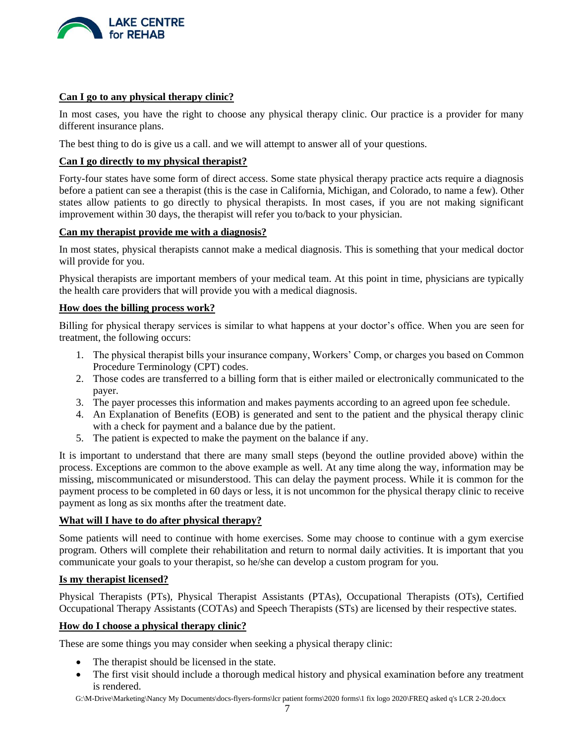**Can I go to any physical therapy clinic?**

In most cases, you have the right to choose any physical therapy clinic. Our practice is a provider for many different insurance plans.

The best thing to do is give us a call. and we will attempt to answer all of your questions.

**Can I go directly to my physical therapist?**

Forty-four states have some form of direct access. Some state physical therapy practice acts require a diagnosis before a patient can see a therapist (this is the case in California, Michigan, and Colorado, to name a few). Other states allow patients to go directly to physical therapists. In most cases, if you are not making significant improvement within 30 days, the therapist will refer you to/back to your physician.

**Can my therapist provide me with a diagnosis?**

In most states, physical therapists cannot make a medical diagnosis. This is something that your medical doctor will provide for you.

Physical therapists are important members of your medical team. At this point in time, physicians are typically the health care providers that will provide you with a medical diagnosis.

**How does the billing process work?**

Billing for physical therapy services is similar to what happens at your doctor's office. When you are seen for treatment, the following occurs:

1. The physical therapist bills your insurance company, Workers' Comp, or charges you based on Common Procedure Terminology (CPT) codes.
2. Those codes are transferred to a billing form that is either mailed or electronically communicated to the payer.
3. The payer processes this information and makes payments according to an agreed upon fee schedule.
4. An Explanation of Benefits (EOB) is generated and sent to the patient and the physical therapy clinic with a check for payment and a balance due by the patient.
5. The patient is expected to make the payment on the balance if any.

It is important to understand that there are many small steps (beyond the outline provided above) within the process. Exceptions are common to the above example as well. At any time along the way, information may be missing, miscommunicated or misunderstood. This can delay the payment process. While it is common for the payment process to be completed in 60 days or less, it is not uncommon for the physical therapy clinic to receive payment as long as six months after the treatment date.

**What will I have to do after physical therapy?**

Some patients will need to continue with home exercises. Some may choose to continue with a gym exercise program. Others will complete their rehabilitation and return to normal daily activities. It is important that you communicate your goals to your therapist, so he/she can develop a custom program for you.

**Is my therapist licensed?**

Physical Therapists (PTs), Physical Therapist Assistants (PTAs), Occupational Therapists (OTs), Certified Occupational Therapy Assistants (COTAs) and Speech Therapists (STs) are licensed by their respective states.

**How do I choose a physical therapy clinic?**

These are some things you may consider when seeking a physical therapy clinic:

- The therapist should be licensed in the state.
- The first visit should include a thorough medical history and physical examination before any treatment is rendered.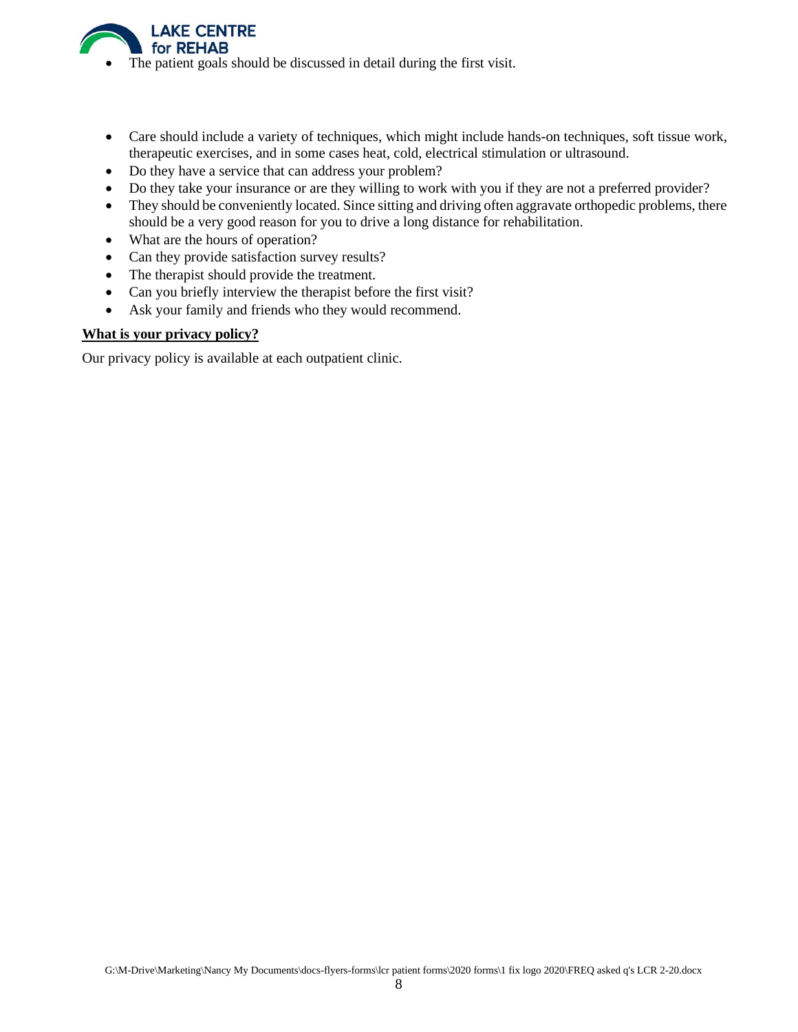- The patient goals should be discussed in detail during the first visit.

- Care should include a variety of techniques, which might include hands-on techniques, soft tissue work, therapeutic exercises, and in some cases heat, cold, electrical stimulation or ultrasound.
- Do they have a service that can address your problem?
- Do they take your insurance or are they willing to work with you if they are not a preferred provider?
- They should be conveniently located. Since sitting and driving often aggravate orthopedic problems, there should be a very good reason for you to drive a long distance for rehabilitation.
- What are the hours of operation?
- Can they provide satisfaction survey results?
- The therapist should provide the treatment.
- Can you briefly interview the therapist before the first visit?
- Ask your family and friends who they would recommend.

**What is your privacy policy?**

Our privacy policy is available at each outpatient clinic.